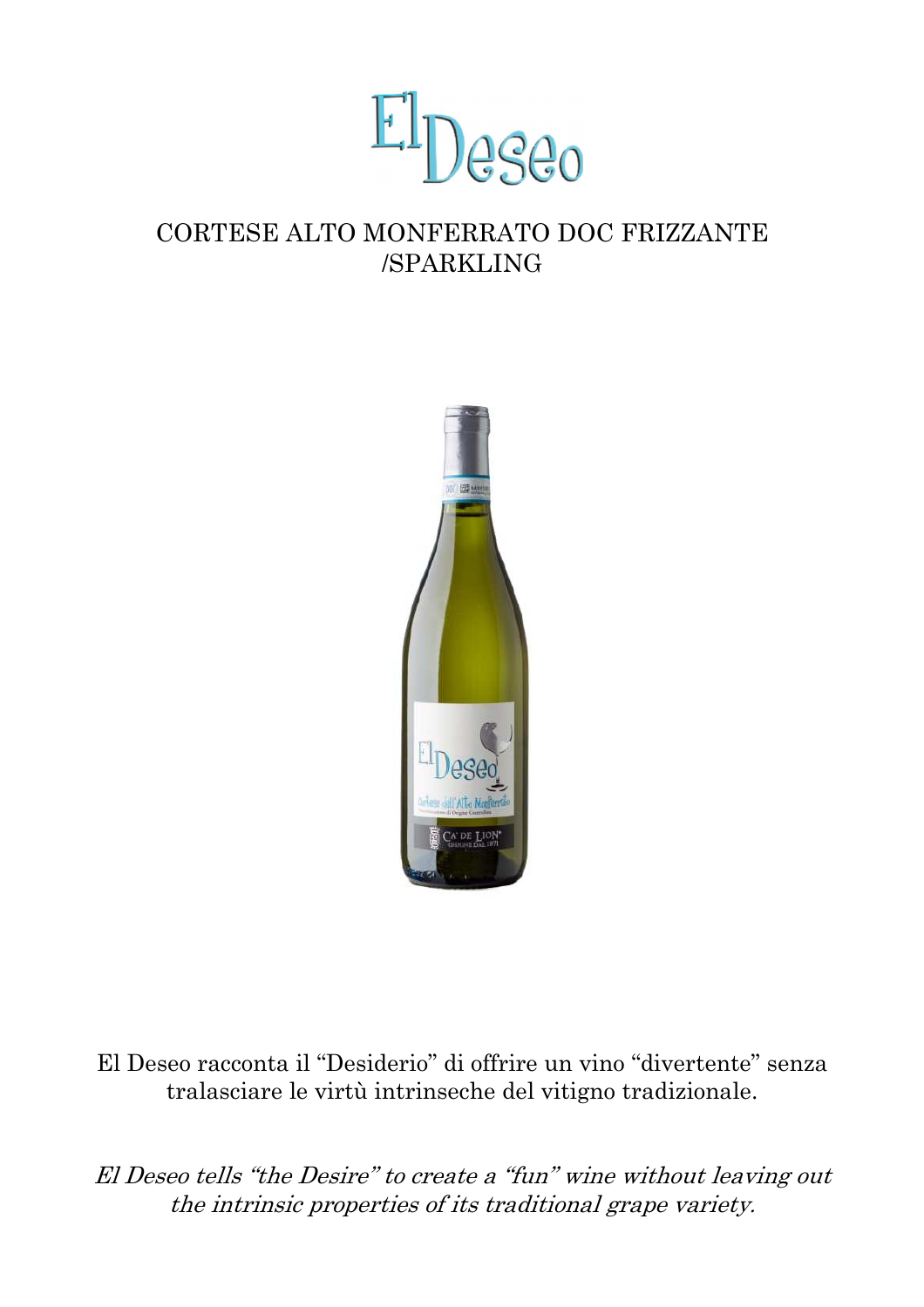# El Deseo

## CORTESE ALTO MONFERRATO DOC FRIZZANTE /SPARKLING

El Deseo racconta il "Desiderio" di offrire un vino "divertente" senza tralasciare le virtù intrinseche del vitigno tradizionale.

*El Deseo tells "the Desire" to create a "fun" wine without leaving out the intrinsic properties of its traditional grape variety.*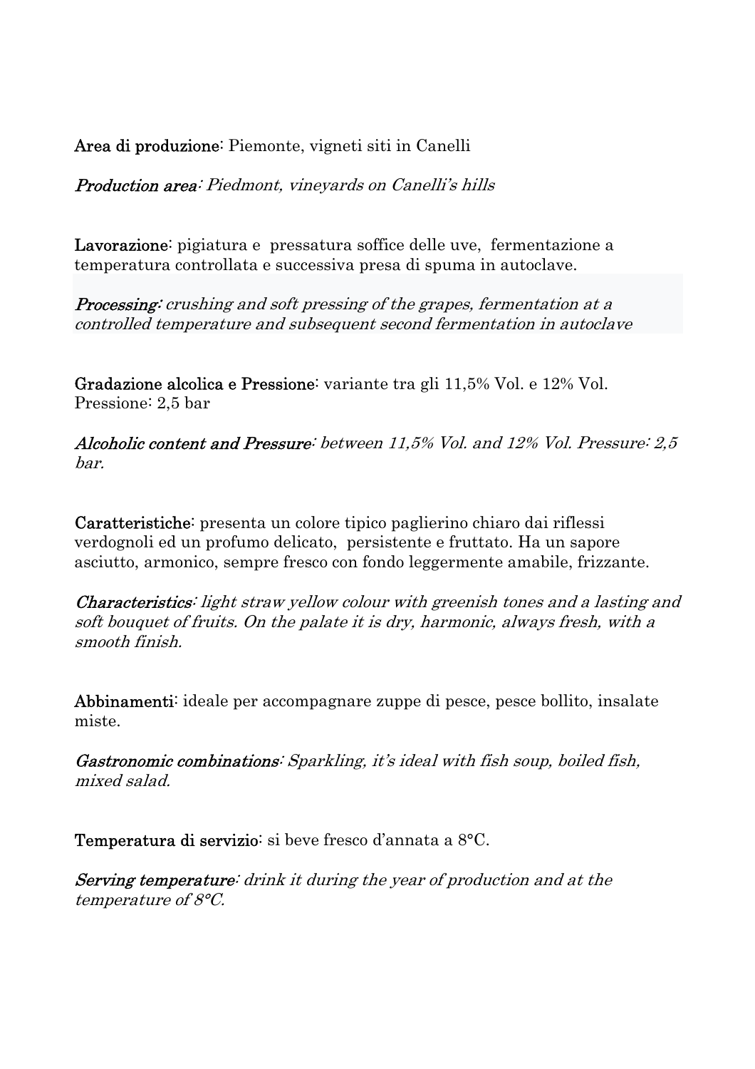**Area di produzione**: Piemonte, vigneti siti in Canelli

***Production area**: Piedmont, vineyards on Canelli's hills*

**Lavorazione**: pigiatura e pressatura soffice delle uve, fermentazione a temperatura controllata e successiva presa di spuma in autoclave.

***Processing:** crushing and soft pressing of the grapes, fermentation at a controlled temperature and subsequent second fermentation in autoclave*

**Gradazione alcolica e Pressione**: variante tra gli 11,5% Vol. e 12% Vol. Pressione: 2,5 bar

***Alcoholic content and Pressure**: between 11,5% Vol. and 12% Vol. Pressure: 2,5 bar.*

**Caratteristiche**: presenta un colore tipico paglierino chiaro dai riflessi verdognoli ed un profumo delicato, persistente e fruttato. Ha un sapore asciutto, armonico, sempre fresco con fondo leggermente amabile, frizzante.

***Characteristics**: light straw yellow colour with greenish tones and a lasting and soft bouquet of fruits. On the palate it is dry, harmonic, always fresh, with a smooth finish.*

**Abbinamenti**: ideale per accompagnare zuppe di pesce, pesce bollito, insalate miste.

***Gastronomic combinations**: Sparkling, it's ideal with fish soup, boiled fish, mixed salad.*

**Temperatura di servizio**: si beve fresco d'annata a 8°C.

***Serving temperature**: drink it during the year of production and at the temperature of 8°C.*